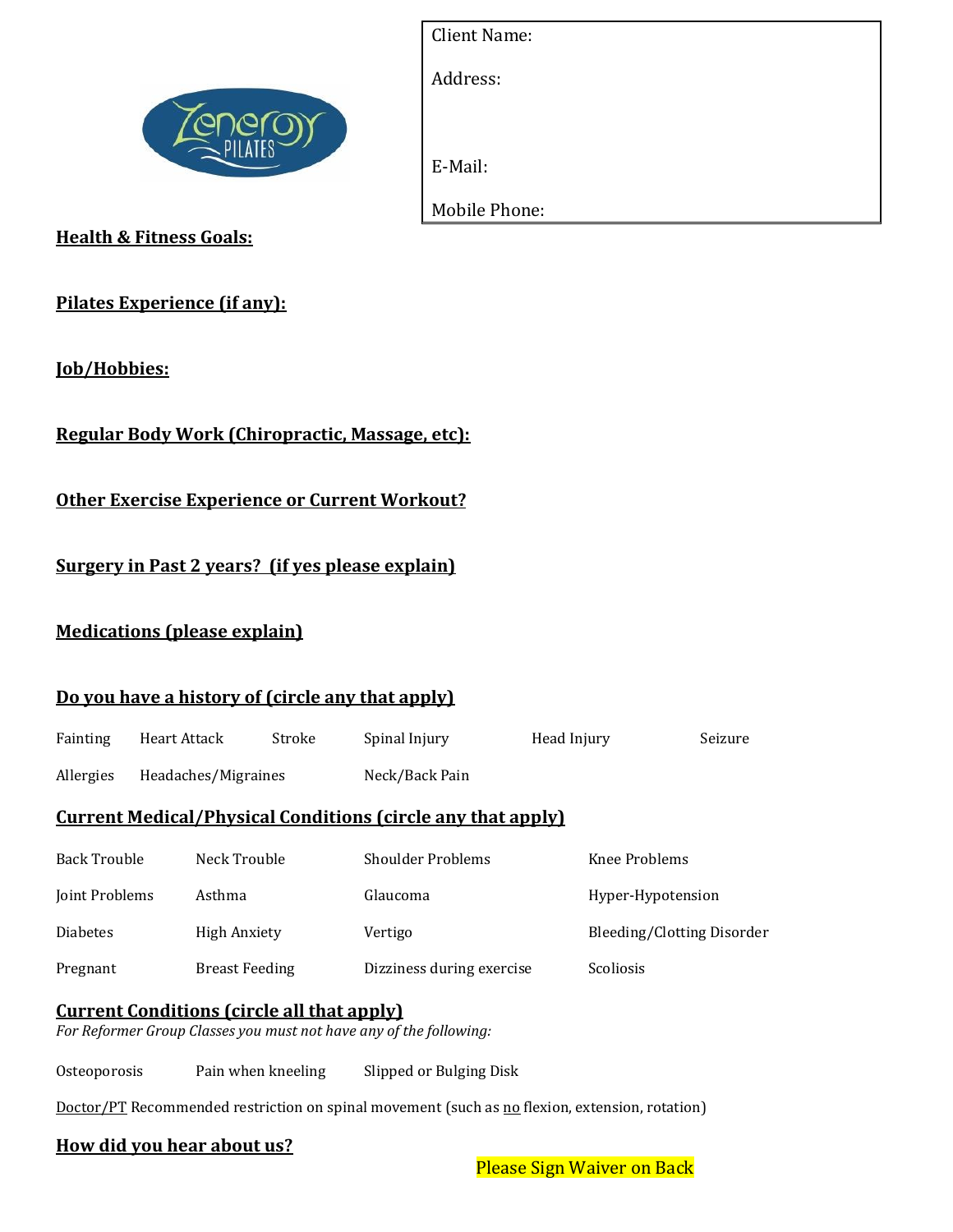Client Name:

Address:

E-Mail:

Mobile Phone:

**Health & Fitness Goals:**

**Pilates Experience (if any):**

**Job/Hobbies:**

**Regular Body Work (Chiropractic, Massage, etc):**

**Other Exercise Experience or Current Workout?**

**Surgery in Past 2 years? (if yes please explain)**

**Medications (please explain)**

**Do you have a history of (circle any that apply)**

| | | | | | |
|---|---|---|---|---|---|
| Fainting | Heart Attack | Stroke | Spinal Injury | Head Injury | Seizure |
| Allergies | Headaches/Migraines | | Neck/Back Pain | | |

**Current Medical/Physical Conditions (circle any that apply)**

| | | | |
|---|---|---|---|
| Back Trouble | Neck Trouble | Shoulder Problems | Knee Problems |
| Joint Problems | Asthma | Glaucoma | Hyper-Hypotension |
| Diabetes | High Anxiety | Vertigo | Bleeding/Clotting Disorder |
| Pregnant | Breast Feeding | Dizziness during exercise | Scoliosis |

**Current Conditions (circle all that apply)**

*For Reformer Group Classes you must not have any of the following:*

Osteoporosis　　Pain when kneeling　　Slipped or Bulging Disk

Doctor/PT Recommended restriction on spinal movement (such as no flexion, extension, rotation)

**How did you hear about us?**

Please Sign Waiver on Back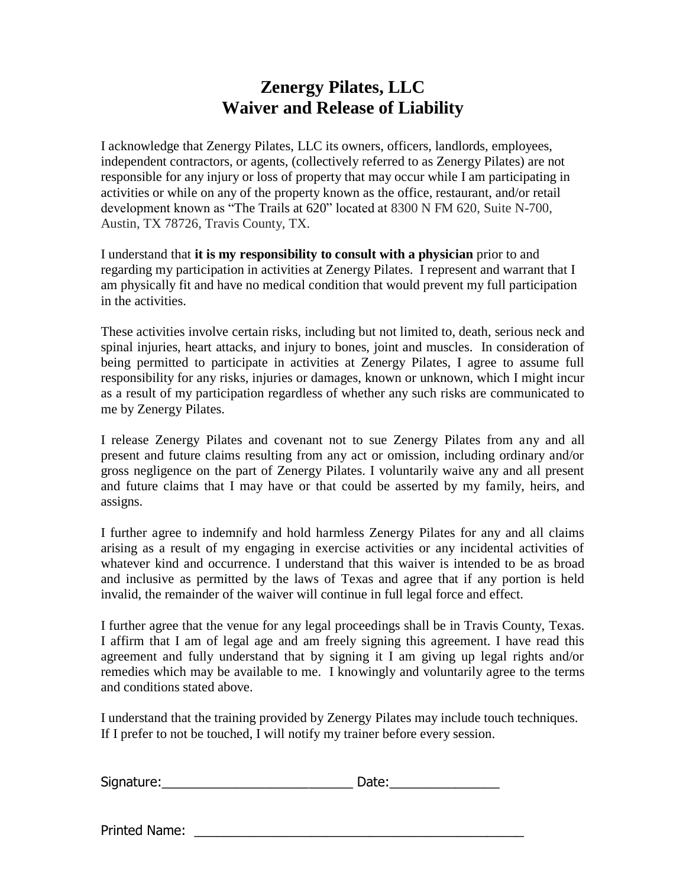# Zenergy Pilates, LLC
# Waiver and Release of Liability

I acknowledge that Zenergy Pilates, LLC its owners, officers, landlords, employees, independent contractors, or agents, (collectively referred to as Zenergy Pilates) are not responsible for any injury or loss of property that may occur while I am participating in activities or while on any of the property known as the office, restaurant, and/or retail development known as "The Trails at 620" located at 8300 N FM 620, Suite N-700, Austin, TX 78726, Travis County, TX.

I understand that **it is my responsibility to consult with a physician** prior to and regarding my participation in activities at Zenergy Pilates. I represent and warrant that I am physically fit and have no medical condition that would prevent my full participation in the activities.

These activities involve certain risks, including but not limited to, death, serious neck and spinal injuries, heart attacks, and injury to bones, joint and muscles. In consideration of being permitted to participate in activities at Zenergy Pilates, I agree to assume full responsibility for any risks, injuries or damages, known or unknown, which I might incur as a result of my participation regardless of whether any such risks are communicated to me by Zenergy Pilates.

I release Zenergy Pilates and covenant not to sue Zenergy Pilates from any and all present and future claims resulting from any act or omission, including ordinary and/or gross negligence on the part of Zenergy Pilates. I voluntarily waive any and all present and future claims that I may have or that could be asserted by my family, heirs, and assigns.

I further agree to indemnify and hold harmless Zenergy Pilates for any and all claims arising as a result of my engaging in exercise activities or any incidental activities of whatever kind and occurrence. I understand that this waiver is intended to be as broad and inclusive as permitted by the laws of Texas and agree that if any portion is held invalid, the remainder of the waiver will continue in full legal force and effect.

I further agree that the venue for any legal proceedings shall be in Travis County, Texas. I affirm that I am of legal age and am freely signing this agreement. I have read this agreement and fully understand that by signing it I am giving up legal rights and/or remedies which may be available to me. I knowingly and voluntarily agree to the terms and conditions stated above.

I understand that the training provided by Zenergy Pilates may include touch techniques. If I prefer to not be touched, I will notify my trainer before every session.

Signature:___________________________ Date:________________

Printed Name: ______________________________________________